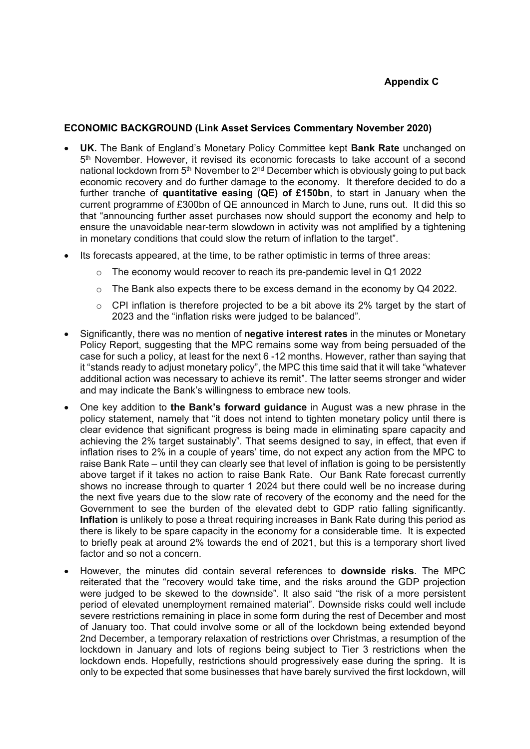**Appendix C**

**ECONOMIC BACKGROUND (Link Asset Services Commentary November 2020)**

- **UK.** The Bank of England's Monetary Policy Committee kept **Bank Rate** unchanged on 5th November. However, it revised its economic forecasts to take account of a second national lockdown from 5th November to 2nd December which is obviously going to put back economic recovery and do further damage to the economy. It therefore decided to do a further tranche of **quantitative easing (QE) of £150bn**, to start in January when the current programme of £300bn of QE announced in March to June, runs out. It did this so that "announcing further asset purchases now should support the economy and help to ensure the unavoidable near-term slowdown in activity was not amplified by a tightening in monetary conditions that could slow the return of inflation to the target".
- Its forecasts appeared, at the time, to be rather optimistic in terms of three areas:
  - The economy would recover to reach its pre-pandemic level in Q1 2022
  - The Bank also expects there to be excess demand in the economy by Q4 2022.
  - CPI inflation is therefore projected to be a bit above its 2% target by the start of 2023 and the "inflation risks were judged to be balanced".
- Significantly, there was no mention of **negative interest rates** in the minutes or Monetary Policy Report, suggesting that the MPC remains some way from being persuaded of the case for such a policy, at least for the next 6 -12 months. However, rather than saying that it "stands ready to adjust monetary policy", the MPC this time said that it will take "whatever additional action was necessary to achieve its remit". The latter seems stronger and wider and may indicate the Bank's willingness to embrace new tools.
- One key addition to **the Bank's forward guidance** in August was a new phrase in the policy statement, namely that "it does not intend to tighten monetary policy until there is clear evidence that significant progress is being made in eliminating spare capacity and achieving the 2% target sustainably". That seems designed to say, in effect, that even if inflation rises to 2% in a couple of years' time, do not expect any action from the MPC to raise Bank Rate – until they can clearly see that level of inflation is going to be persistently above target if it takes no action to raise Bank Rate. Our Bank Rate forecast currently shows no increase through to quarter 1 2024 but there could well be no increase during the next five years due to the slow rate of recovery of the economy and the need for the Government to see the burden of the elevated debt to GDP ratio falling significantly. **Inflation** is unlikely to pose a threat requiring increases in Bank Rate during this period as there is likely to be spare capacity in the economy for a considerable time. It is expected to briefly peak at around 2% towards the end of 2021, but this is a temporary short lived factor and so not a concern.
- However, the minutes did contain several references to **downside risks**. The MPC reiterated that the "recovery would take time, and the risks around the GDP projection were judged to be skewed to the downside". It also said "the risk of a more persistent period of elevated unemployment remained material". Downside risks could well include severe restrictions remaining in place in some form during the rest of December and most of January too. That could involve some or all of the lockdown being extended beyond 2nd December, a temporary relaxation of restrictions over Christmas, a resumption of the lockdown in January and lots of regions being subject to Tier 3 restrictions when the lockdown ends. Hopefully, restrictions should progressively ease during the spring. It is only to be expected that some businesses that have barely survived the first lockdown, will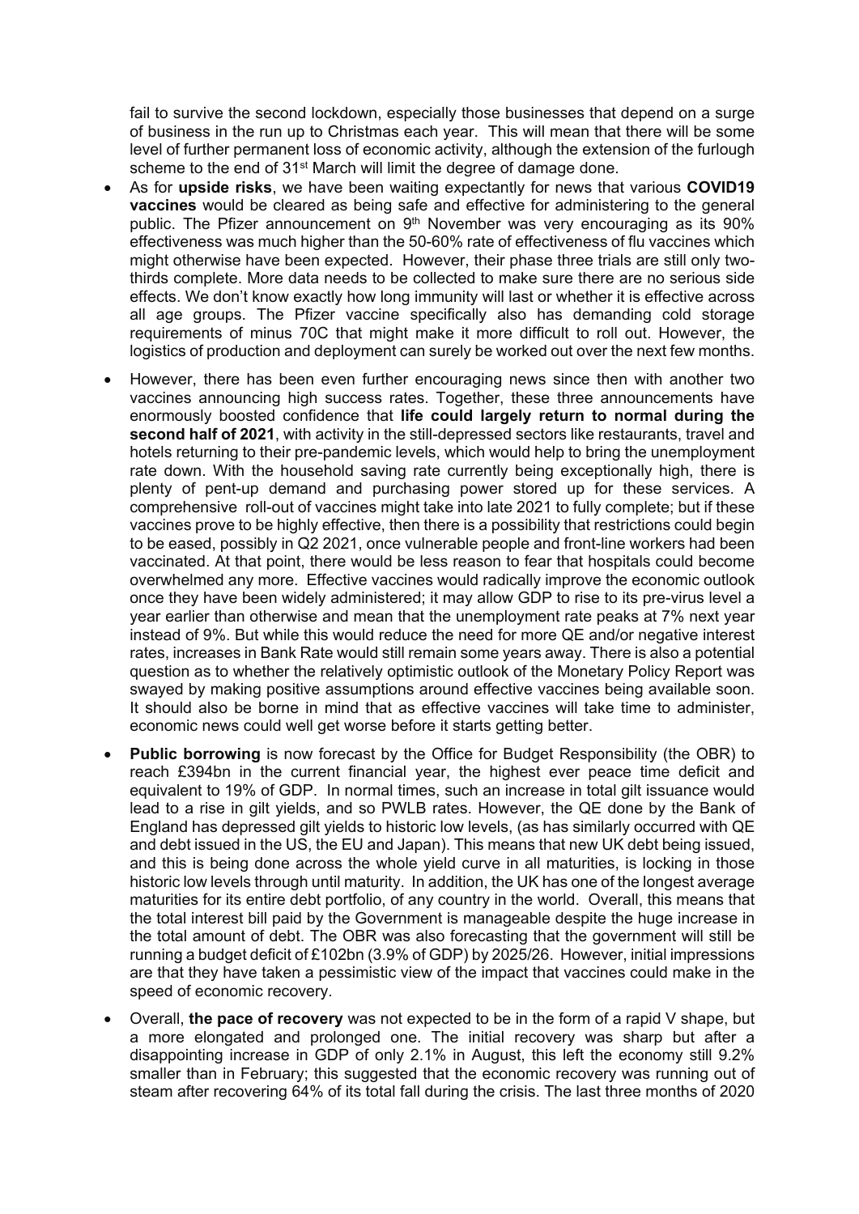fail to survive the second lockdown, especially those businesses that depend on a surge of business in the run up to Christmas each year. This will mean that there will be some level of further permanent loss of economic activity, although the extension of the furlough scheme to the end of 31st March will limit the degree of damage done.

- As for **upside risks**, we have been waiting expectantly for news that various **COVID19 vaccines** would be cleared as being safe and effective for administering to the general public. The Pfizer announcement on 9th November was very encouraging as its 90% effectiveness was much higher than the 50-60% rate of effectiveness of flu vaccines which might otherwise have been expected. However, their phase three trials are still only two-thirds complete. More data needs to be collected to make sure there are no serious side effects. We don't know exactly how long immunity will last or whether it is effective across all age groups. The Pfizer vaccine specifically also has demanding cold storage requirements of minus 70C that might make it more difficult to roll out. However, the logistics of production and deployment can surely be worked out over the next few months.
- However, there has been even further encouraging news since then with another two vaccines announcing high success rates. Together, these three announcements have enormously boosted confidence that **life could largely return to normal during the second half of 2021**, with activity in the still-depressed sectors like restaurants, travel and hotels returning to their pre-pandemic levels, which would help to bring the unemployment rate down. With the household saving rate currently being exceptionally high, there is plenty of pent-up demand and purchasing power stored up for these services. A comprehensive roll-out of vaccines might take into late 2021 to fully complete; but if these vaccines prove to be highly effective, then there is a possibility that restrictions could begin to be eased, possibly in Q2 2021, once vulnerable people and front-line workers had been vaccinated. At that point, there would be less reason to fear that hospitals could become overwhelmed any more. Effective vaccines would radically improve the economic outlook once they have been widely administered; it may allow GDP to rise to its pre-virus level a year earlier than otherwise and mean that the unemployment rate peaks at 7% next year instead of 9%. But while this would reduce the need for more QE and/or negative interest rates, increases in Bank Rate would still remain some years away. There is also a potential question as to whether the relatively optimistic outlook of the Monetary Policy Report was swayed by making positive assumptions around effective vaccines being available soon. It should also be borne in mind that as effective vaccines will take time to administer, economic news could well get worse before it starts getting better.
- **Public borrowing** is now forecast by the Office for Budget Responsibility (the OBR) to reach £394bn in the current financial year, the highest ever peace time deficit and equivalent to 19% of GDP. In normal times, such an increase in total gilt issuance would lead to a rise in gilt yields, and so PWLB rates. However, the QE done by the Bank of England has depressed gilt yields to historic low levels, (as has similarly occurred with QE and debt issued in the US, the EU and Japan). This means that new UK debt being issued, and this is being done across the whole yield curve in all maturities, is locking in those historic low levels through until maturity. In addition, the UK has one of the longest average maturities for its entire debt portfolio, of any country in the world. Overall, this means that the total interest bill paid by the Government is manageable despite the huge increase in the total amount of debt. The OBR was also forecasting that the government will still be running a budget deficit of £102bn (3.9% of GDP) by 2025/26. However, initial impressions are that they have taken a pessimistic view of the impact that vaccines could make in the speed of economic recovery.
- Overall, **the pace of recovery** was not expected to be in the form of a rapid V shape, but a more elongated and prolonged one. The initial recovery was sharp but after a disappointing increase in GDP of only 2.1% in August, this left the economy still 9.2% smaller than in February; this suggested that the economic recovery was running out of steam after recovering 64% of its total fall during the crisis. The last three months of 2020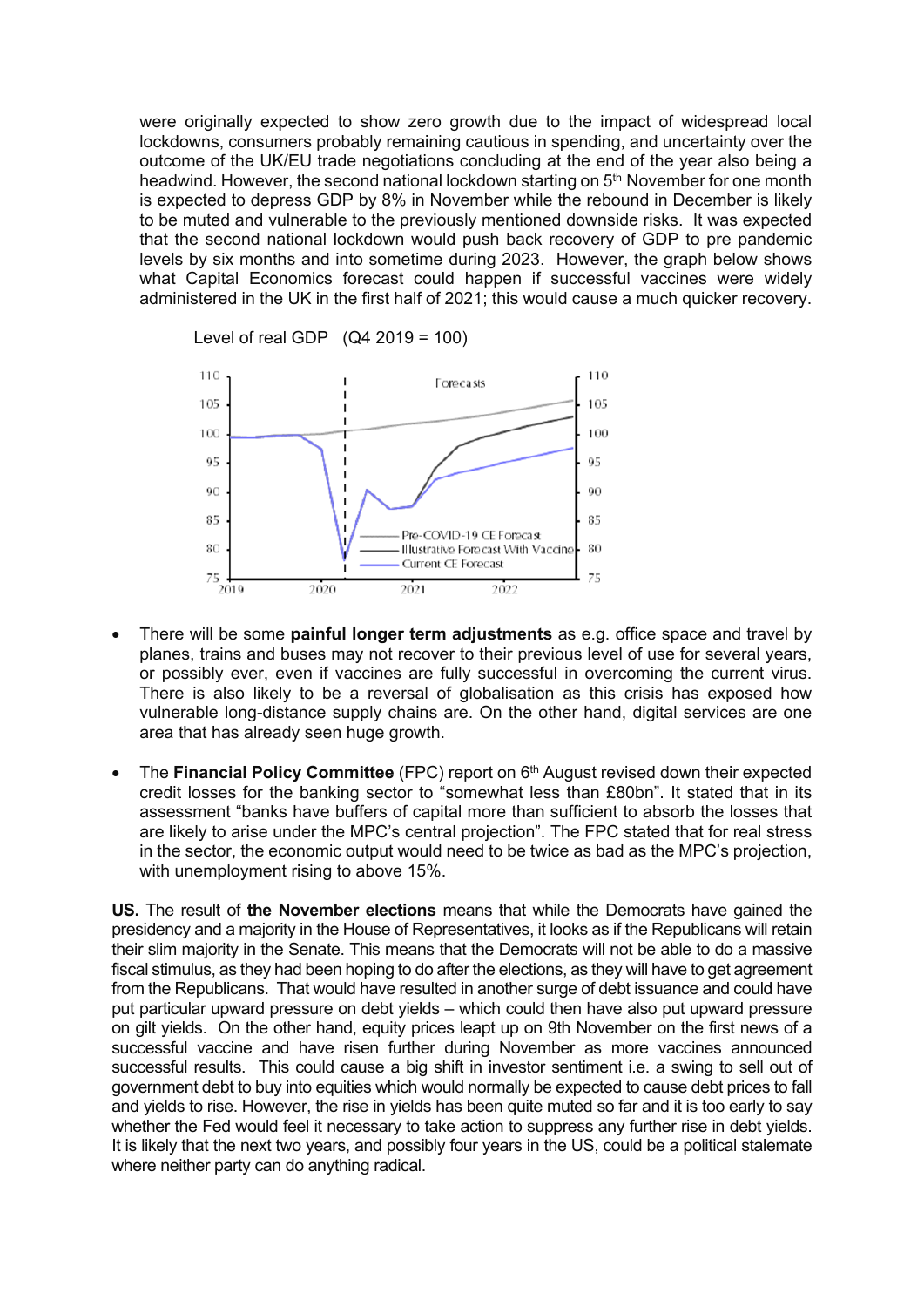were originally expected to show zero growth due to the impact of widespread local lockdowns, consumers probably remaining cautious in spending, and uncertainty over the outcome of the UK/EU trade negotiations concluding at the end of the year also being a headwind. However, the second national lockdown starting on 5th November for one month is expected to depress GDP by 8% in November while the rebound in December is likely to be muted and vulnerable to the previously mentioned downside risks. It was expected that the second national lockdown would push back recovery of GDP to pre pandemic levels by six months and into sometime during 2023. However, the graph below shows what Capital Economics forecast could happen if successful vaccines were widely administered in the UK in the first half of 2021; this would cause a much quicker recovery.

Level of real GDP (Q4 2019 = 100)

- There will be some **painful longer term adjustments** as e.g. office space and travel by planes, trains and buses may not recover to their previous level of use for several years, or possibly ever, even if vaccines are fully successful in overcoming the current virus. There is also likely to be a reversal of globalisation as this crisis has exposed how vulnerable long-distance supply chains are. On the other hand, digital services are one area that has already seen huge growth.

- The **Financial Policy Committee** (FPC) report on 6th August revised down their expected credit losses for the banking sector to "somewhat less than £80bn". It stated that in its assessment "banks have buffers of capital more than sufficient to absorb the losses that are likely to arise under the MPC's central projection". The FPC stated that for real stress in the sector, the economic output would need to be twice as bad as the MPC's projection, with unemployment rising to above 15%.

**US.** The result of **the November elections** means that while the Democrats have gained the presidency and a majority in the House of Representatives, it looks as if the Republicans will retain their slim majority in the Senate. This means that the Democrats will not be able to do a massive fiscal stimulus, as they had been hoping to do after the elections, as they will have to get agreement from the Republicans. That would have resulted in another surge of debt issuance and could have put particular upward pressure on debt yields – which could then have also put upward pressure on gilt yields. On the other hand, equity prices leapt up on 9th November on the first news of a successful vaccine and have risen further during November as more vaccines announced successful results. This could cause a big shift in investor sentiment i.e. a swing to sell out of government debt to buy into equities which would normally be expected to cause debt prices to fall and yields to rise. However, the rise in yields has been quite muted so far and it is too early to say whether the Fed would feel it necessary to take action to suppress any further rise in debt yields. It is likely that the next two years, and possibly four years in the US, could be a political stalemate where neither party can do anything radical.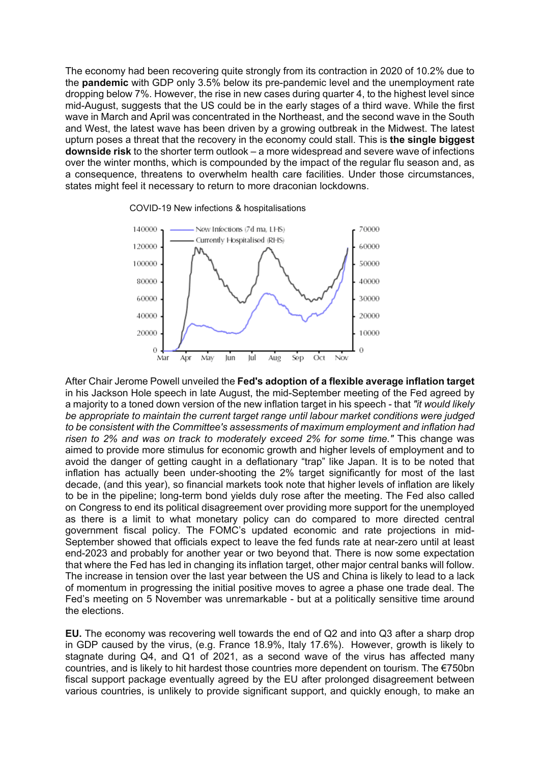The economy had been recovering quite strongly from its contraction in 2020 of 10.2% due to the **pandemic** with GDP only 3.5% below its pre-pandemic level and the unemployment rate dropping below 7%. However, the rise in new cases during quarter 4, to the highest level since mid-August, suggests that the US could be in the early stages of a third wave. While the first wave in March and April was concentrated in the Northeast, and the second wave in the South and West, the latest wave has been driven by a growing outbreak in the Midwest. The latest upturn poses a threat that the recovery in the economy could stall. This is **the single biggest downside risk** to the shorter term outlook – a more widespread and severe wave of infections over the winter months, which is compounded by the impact of the regular flu season and, as a consequence, threatens to overwhelm health care facilities. Under those circumstances, states might feel it necessary to return to more draconian lockdowns.

COVID-19 New infections & hospitalisations

After Chair Jerome Powell unveiled the **Fed's adoption of a flexible average inflation target** in his Jackson Hole speech in late August, the mid-September meeting of the Fed agreed by a majority to a toned down version of the new inflation target in his speech - that *"it would likely be appropriate to maintain the current target range until labour market conditions were judged to be consistent with the Committee's assessments of maximum employment and inflation had risen to 2% and was on track to moderately exceed 2% for some time."* This change was aimed to provide more stimulus for economic growth and higher levels of employment and to avoid the danger of getting caught in a deflationary "trap" like Japan. It is to be noted that inflation has actually been under-shooting the 2% target significantly for most of the last decade, (and this year), so financial markets took note that higher levels of inflation are likely to be in the pipeline; long-term bond yields duly rose after the meeting. The Fed also called on Congress to end its political disagreement over providing more support for the unemployed as there is a limit to what monetary policy can do compared to more directed central government fiscal policy. The FOMC's updated economic and rate projections in mid-September showed that officials expect to leave the fed funds rate at near-zero until at least end-2023 and probably for another year or two beyond that. There is now some expectation that where the Fed has led in changing its inflation target, other major central banks will follow. The increase in tension over the last year between the US and China is likely to lead to a lack of momentum in progressing the initial positive moves to agree a phase one trade deal. The Fed's meeting on 5 November was unremarkable - but at a politically sensitive time around the elections.

**EU.** The economy was recovering well towards the end of Q2 and into Q3 after a sharp drop in GDP caused by the virus, (e.g. France 18.9%, Italy 17.6%). However, growth is likely to stagnate during Q4, and Q1 of 2021, as a second wave of the virus has affected many countries, and is likely to hit hardest those countries more dependent on tourism. The €750bn fiscal support package eventually agreed by the EU after prolonged disagreement between various countries, is unlikely to provide significant support, and quickly enough, to make an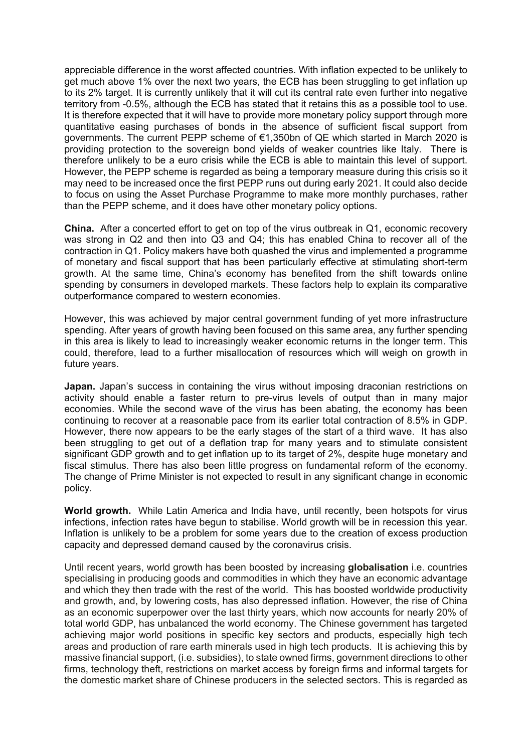appreciable difference in the worst affected countries. With inflation expected to be unlikely to get much above 1% over the next two years, the ECB has been struggling to get inflation up to its 2% target. It is currently unlikely that it will cut its central rate even further into negative territory from -0.5%, although the ECB has stated that it retains this as a possible tool to use. It is therefore expected that it will have to provide more monetary policy support through more quantitative easing purchases of bonds in the absence of sufficient fiscal support from governments. The current PEPP scheme of €1,350bn of QE which started in March 2020 is providing protection to the sovereign bond yields of weaker countries like Italy. There is therefore unlikely to be a euro crisis while the ECB is able to maintain this level of support. However, the PEPP scheme is regarded as being a temporary measure during this crisis so it may need to be increased once the first PEPP runs out during early 2021. It could also decide to focus on using the Asset Purchase Programme to make more monthly purchases, rather than the PEPP scheme, and it does have other monetary policy options.

**China.** After a concerted effort to get on top of the virus outbreak in Q1, economic recovery was strong in Q2 and then into Q3 and Q4; this has enabled China to recover all of the contraction in Q1. Policy makers have both quashed the virus and implemented a programme of monetary and fiscal support that has been particularly effective at stimulating short-term growth. At the same time, China's economy has benefited from the shift towards online spending by consumers in developed markets. These factors help to explain its comparative outperformance compared to western economies.

However, this was achieved by major central government funding of yet more infrastructure spending. After years of growth having been focused on this same area, any further spending in this area is likely to lead to increasingly weaker economic returns in the longer term. This could, therefore, lead to a further misallocation of resources which will weigh on growth in future years.

**Japan.** Japan's success in containing the virus without imposing draconian restrictions on activity should enable a faster return to pre-virus levels of output than in many major economies. While the second wave of the virus has been abating, the economy has been continuing to recover at a reasonable pace from its earlier total contraction of 8.5% in GDP. However, there now appears to be the early stages of the start of a third wave. It has also been struggling to get out of a deflation trap for many years and to stimulate consistent significant GDP growth and to get inflation up to its target of 2%, despite huge monetary and fiscal stimulus. There has also been little progress on fundamental reform of the economy. The change of Prime Minister is not expected to result in any significant change in economic policy.

**World growth.** While Latin America and India have, until recently, been hotspots for virus infections, infection rates have begun to stabilise. World growth will be in recession this year. Inflation is unlikely to be a problem for some years due to the creation of excess production capacity and depressed demand caused by the coronavirus crisis.

Until recent years, world growth has been boosted by increasing **globalisation** i.e. countries specialising in producing goods and commodities in which they have an economic advantage and which they then trade with the rest of the world. This has boosted worldwide productivity and growth, and, by lowering costs, has also depressed inflation. However, the rise of China as an economic superpower over the last thirty years, which now accounts for nearly 20% of total world GDP, has unbalanced the world economy. The Chinese government has targeted achieving major world positions in specific key sectors and products, especially high tech areas and production of rare earth minerals used in high tech products. It is achieving this by massive financial support, (i.e. subsidies), to state owned firms, government directions to other firms, technology theft, restrictions on market access by foreign firms and informal targets for the domestic market share of Chinese producers in the selected sectors. This is regarded as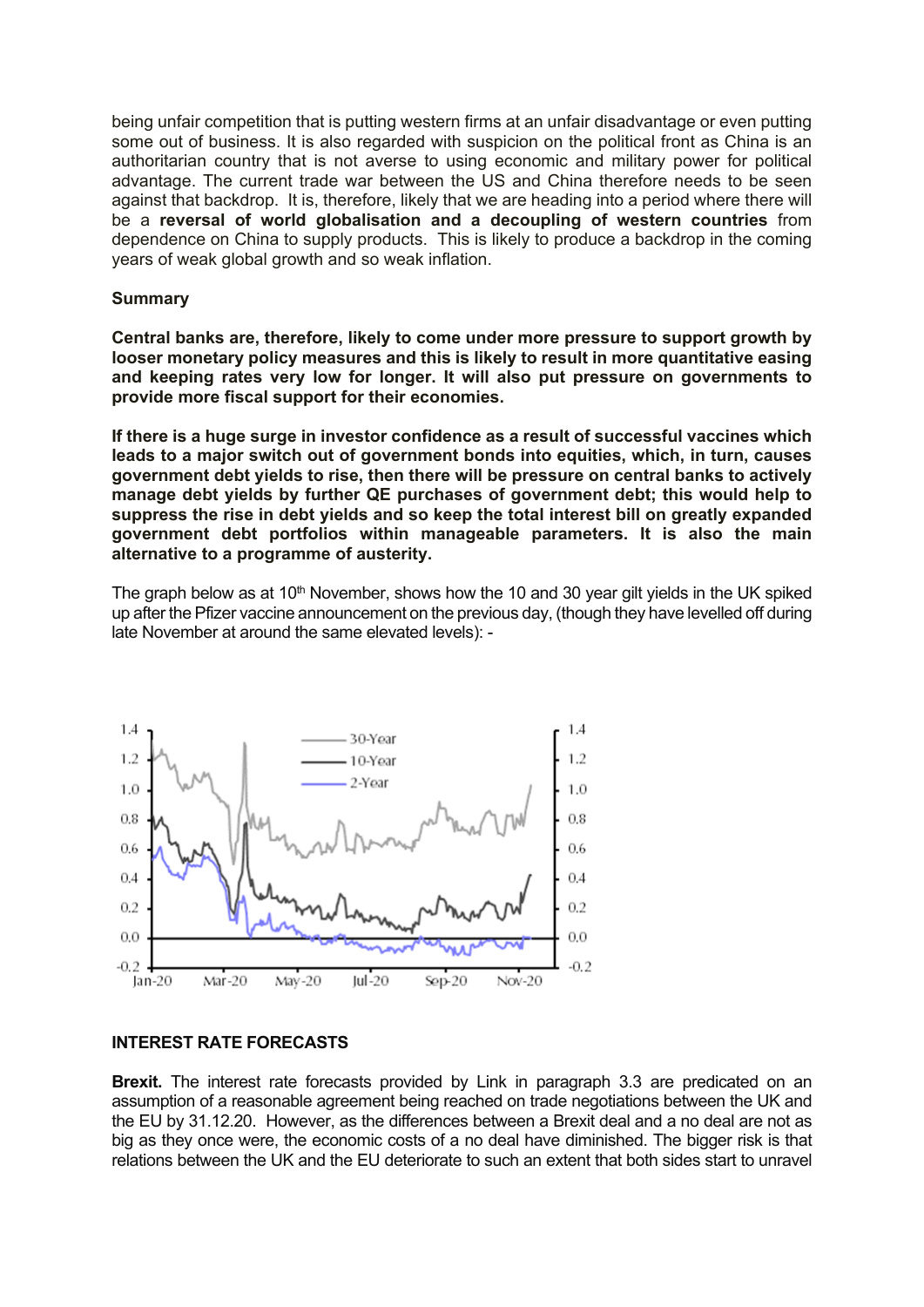being unfair competition that is putting western firms at an unfair disadvantage or even putting some out of business. It is also regarded with suspicion on the political front as China is an authoritarian country that is not averse to using economic and military power for political advantage. The current trade war between the US and China therefore needs to be seen against that backdrop. It is, therefore, likely that we are heading into a period where there will be a **reversal of world globalisation and a decoupling of western countries** from dependence on China to supply products. This is likely to produce a backdrop in the coming years of weak global growth and so weak inflation.

**Summary**

**Central banks are, therefore, likely to come under more pressure to support growth by looser monetary policy measures and this is likely to result in more quantitative easing and keeping rates very low for longer. It will also put pressure on governments to provide more fiscal support for their economies.**

**If there is a huge surge in investor confidence as a result of successful vaccines which leads to a major switch out of government bonds into equities, which, in turn, causes government debt yields to rise, then there will be pressure on central banks to actively manage debt yields by further QE purchases of government debt; this would help to suppress the rise in debt yields and so keep the total interest bill on greatly expanded government debt portfolios within manageable parameters. It is also the main alternative to a programme of austerity.**

The graph below as at 10th November, shows how the 10 and 30 year gilt yields in the UK spiked up after the Pfizer vaccine announcement on the previous day, (though they have levelled off during late November at around the same elevated levels): -

## INTEREST RATE FORECASTS

**Brexit.** The interest rate forecasts provided by Link in paragraph 3.3 are predicated on an assumption of a reasonable agreement being reached on trade negotiations between the UK and the EU by 31.12.20. However, as the differences between a Brexit deal and a no deal are not as big as they once were, the economic costs of a no deal have diminished. The bigger risk is that relations between the UK and the EU deteriorate to such an extent that both sides start to unravel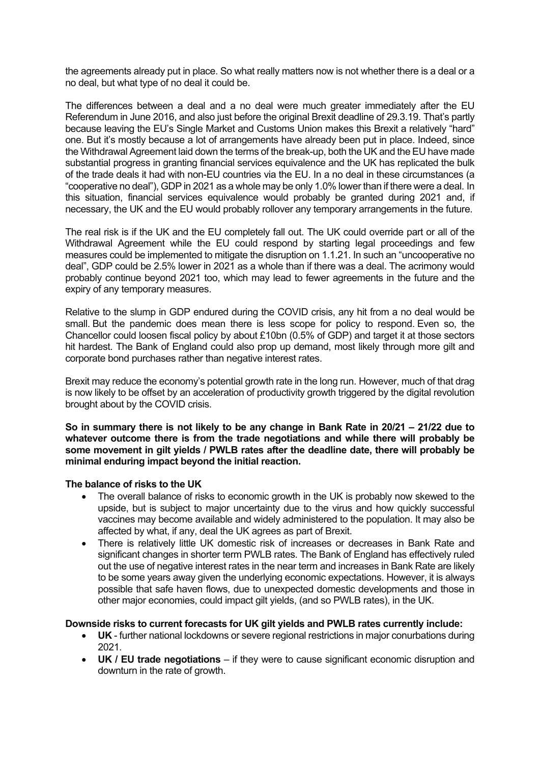the agreements already put in place. So what really matters now is not whether there is a deal or a no deal, but what type of no deal it could be.

The differences between a deal and a no deal were much greater immediately after the EU Referendum in June 2016, and also just before the original Brexit deadline of 29.3.19. That's partly because leaving the EU's Single Market and Customs Union makes this Brexit a relatively "hard" one. But it's mostly because a lot of arrangements have already been put in place. Indeed, since the Withdrawal Agreement laid down the terms of the break-up, both the UK and the EU have made substantial progress in granting financial services equivalence and the UK has replicated the bulk of the trade deals it had with non-EU countries via the EU. In a no deal in these circumstances (a "cooperative no deal"), GDP in 2021 as a whole may be only 1.0% lower than if there were a deal. In this situation, financial services equivalence would probably be granted during 2021 and, if necessary, the UK and the EU would probably rollover any temporary arrangements in the future.

The real risk is if the UK and the EU completely fall out. The UK could override part or all of the Withdrawal Agreement while the EU could respond by starting legal proceedings and few measures could be implemented to mitigate the disruption on 1.1.21. In such an "uncooperative no deal", GDP could be 2.5% lower in 2021 as a whole than if there was a deal. The acrimony would probably continue beyond 2021 too, which may lead to fewer agreements in the future and the expiry of any temporary measures.

Relative to the slump in GDP endured during the COVID crisis, any hit from a no deal would be small. But the pandemic does mean there is less scope for policy to respond. Even so, the Chancellor could loosen fiscal policy by about £10bn (0.5% of GDP) and target it at those sectors hit hardest. The Bank of England could also prop up demand, most likely through more gilt and corporate bond purchases rather than negative interest rates.

Brexit may reduce the economy's potential growth rate in the long run. However, much of that drag is now likely to be offset by an acceleration of productivity growth triggered by the digital revolution brought about by the COVID crisis.

**So in summary there is not likely to be any change in Bank Rate in 20/21 – 21/22 due to whatever outcome there is from the trade negotiations and while there will probably be some movement in gilt yields / PWLB rates after the deadline date, there will probably be minimal enduring impact beyond the initial reaction.**

**The balance of risks to the UK**

- The overall balance of risks to economic growth in the UK is probably now skewed to the upside, but is subject to major uncertainty due to the virus and how quickly successful vaccines may become available and widely administered to the population. It may also be affected by what, if any, deal the UK agrees as part of Brexit.
- There is relatively little UK domestic risk of increases or decreases in Bank Rate and significant changes in shorter term PWLB rates. The Bank of England has effectively ruled out the use of negative interest rates in the near term and increases in Bank Rate are likely to be some years away given the underlying economic expectations. However, it is always possible that safe haven flows, due to unexpected domestic developments and those in other major economies, could impact gilt yields, (and so PWLB rates), in the UK.

**Downside risks to current forecasts for UK gilt yields and PWLB rates currently include:**

- **UK** - further national lockdowns or severe regional restrictions in major conurbations during 2021.
- **UK / EU trade negotiations** – if they were to cause significant economic disruption and downturn in the rate of growth.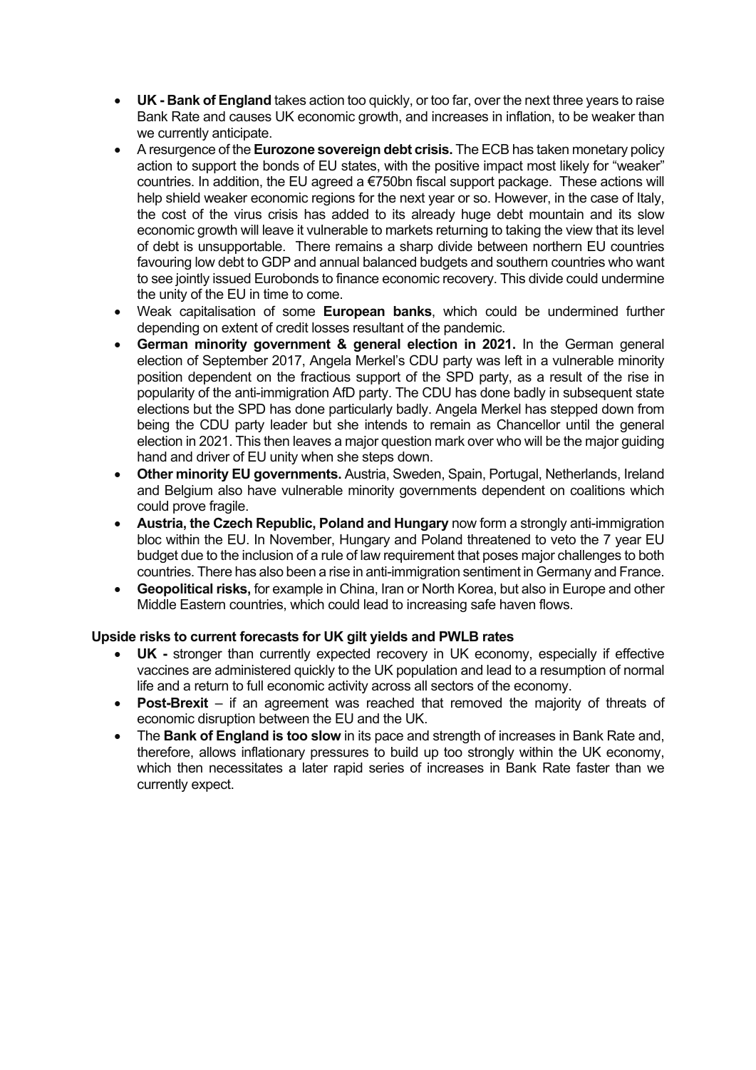- **UK - Bank of England** takes action too quickly, or too far, over the next three years to raise Bank Rate and causes UK economic growth, and increases in inflation, to be weaker than we currently anticipate.
- A resurgence of the **Eurozone sovereign debt crisis.** The ECB has taken monetary policy action to support the bonds of EU states, with the positive impact most likely for "weaker" countries. In addition, the EU agreed a €750bn fiscal support package. These actions will help shield weaker economic regions for the next year or so. However, in the case of Italy, the cost of the virus crisis has added to its already huge debt mountain and its slow economic growth will leave it vulnerable to markets returning to taking the view that its level of debt is unsupportable. There remains a sharp divide between northern EU countries favouring low debt to GDP and annual balanced budgets and southern countries who want to see jointly issued Eurobonds to finance economic recovery. This divide could undermine the unity of the EU in time to come.
- Weak capitalisation of some **European banks**, which could be undermined further depending on extent of credit losses resultant of the pandemic.
- **German minority government & general election in 2021.** In the German general election of September 2017, Angela Merkel's CDU party was left in a vulnerable minority position dependent on the fractious support of the SPD party, as a result of the rise in popularity of the anti-immigration AfD party. The CDU has done badly in subsequent state elections but the SPD has done particularly badly. Angela Merkel has stepped down from being the CDU party leader but she intends to remain as Chancellor until the general election in 2021. This then leaves a major question mark over who will be the major guiding hand and driver of EU unity when she steps down.
- **Other minority EU governments.** Austria, Sweden, Spain, Portugal, Netherlands, Ireland and Belgium also have vulnerable minority governments dependent on coalitions which could prove fragile.
- **Austria, the Czech Republic, Poland and Hungary** now form a strongly anti-immigration bloc within the EU. In November, Hungary and Poland threatened to veto the 7 year EU budget due to the inclusion of a rule of law requirement that poses major challenges to both countries. There has also been a rise in anti-immigration sentiment in Germany and France.
- **Geopolitical risks,** for example in China, Iran or North Korea, but also in Europe and other Middle Eastern countries, which could lead to increasing safe haven flows.

**Upside risks to current forecasts for UK gilt yields and PWLB rates**

- **UK -** stronger than currently expected recovery in UK economy, especially if effective vaccines are administered quickly to the UK population and lead to a resumption of normal life and a return to full economic activity across all sectors of the economy.
- **Post-Brexit** – if an agreement was reached that removed the majority of threats of economic disruption between the EU and the UK.
- The **Bank of England is too slow** in its pace and strength of increases in Bank Rate and, therefore, allows inflationary pressures to build up too strongly within the UK economy, which then necessitates a later rapid series of increases in Bank Rate faster than we currently expect.